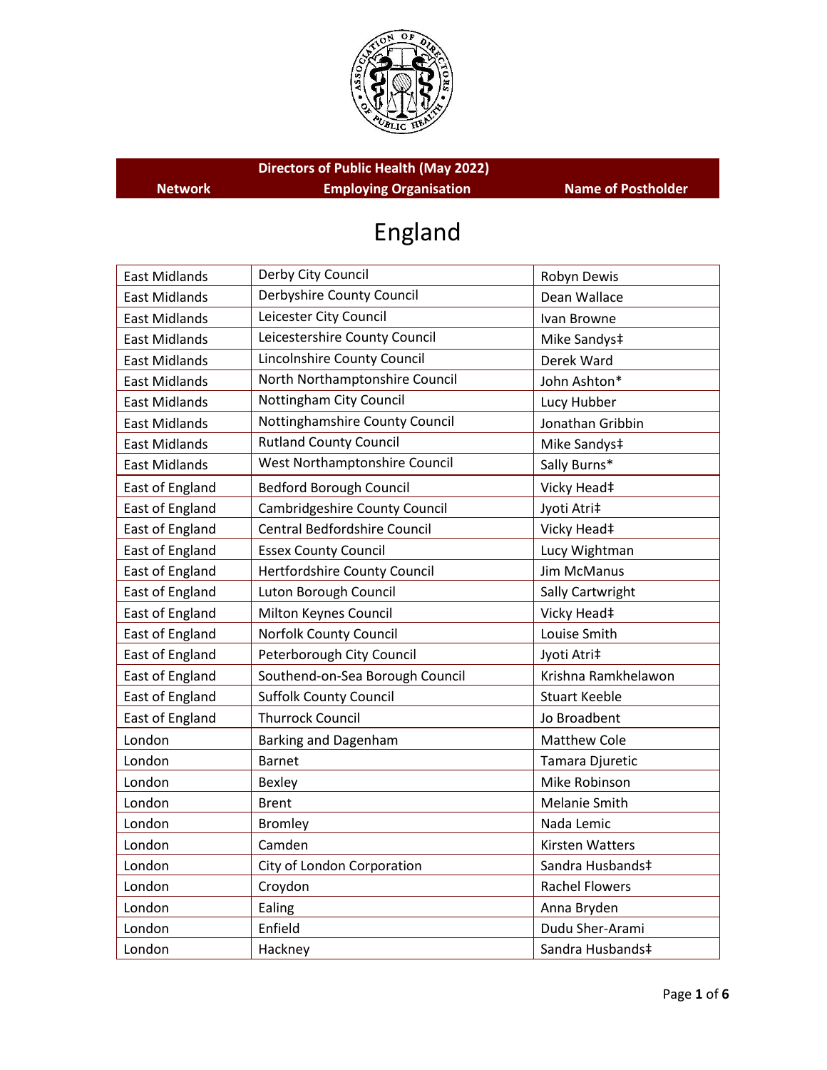# Directors of Public Health (May 2022)

## England

| Network | Employing Organisation | Name of Postholder |
|---|---|---|
| East Midlands | Derby City Council | Robyn Dewis |
| East Midlands | Derbyshire County Council | Dean Wallace |
| East Midlands | Leicester City Council | Ivan Browne |
| East Midlands | Leicestershire County Council | Mike Sandys‡ |
| East Midlands | Lincolnshire County Council | Derek Ward |
| East Midlands | North Northamptonshire Council | John Ashton* |
| East Midlands | Nottingham City Council | Lucy Hubber |
| East Midlands | Nottinghamshire County Council | Jonathan Gribbin |
| East Midlands | Rutland County Council | Mike Sandys‡ |
| East Midlands | West Northamptonshire Council | Sally Burns* |
| East of England | Bedford Borough Council | Vicky Head‡ |
| East of England | Cambridgeshire County Council | Jyoti Atri‡ |
| East of England | Central Bedfordshire Council | Vicky Head‡ |
| East of England | Essex County Council | Lucy Wightman |
| East of England | Hertfordshire County Council | Jim McManus |
| East of England | Luton Borough Council | Sally Cartwright |
| East of England | Milton Keynes Council | Vicky Head‡ |
| East of England | Norfolk County Council | Louise Smith |
| East of England | Peterborough City Council | Jyoti Atri‡ |
| East of England | Southend-on-Sea Borough Council | Krishna Ramkhelawon |
| East of England | Suffolk County Council | Stuart Keeble |
| East of England | Thurrock Council | Jo Broadbent |
| London | Barking and Dagenham | Matthew Cole |
| London | Barnet | Tamara Djuretic |
| London | Bexley | Mike Robinson |
| London | Brent | Melanie Smith |
| London | Bromley | Nada Lemic |
| London | Camden | Kirsten Watters |
| London | City of London Corporation | Sandra Husbands‡ |
| London | Croydon | Rachel Flowers |
| London | Ealing | Anna Bryden |
| London | Enfield | Dudu Sher-Arami |
| London | Hackney | Sandra Husbands‡ |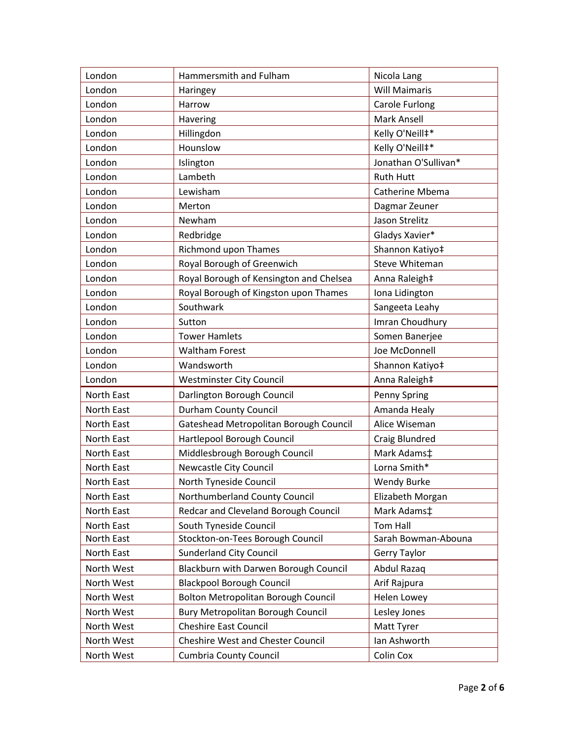| | | |
|---|---|---|
| London | Hammersmith and Fulham | Nicola Lang |
| London | Haringey | Will Maimaris |
| London | Harrow | Carole Furlong |
| London | Havering | Mark Ansell |
| London | Hillingdon | Kelly O'Neill‡* |
| London | Hounslow | Kelly O'Neill‡* |
| London | Islington | Jonathan O'Sullivan* |
| London | Lambeth | Ruth Hutt |
| London | Lewisham | Catherine Mbema |
| London | Merton | Dagmar Zeuner |
| London | Newham | Jason Strelitz |
| London | Redbridge | Gladys Xavier* |
| London | Richmond upon Thames | Shannon Katiyo‡ |
| London | Royal Borough of Greenwich | Steve Whiteman |
| London | Royal Borough of Kensington and Chelsea | Anna Raleigh‡ |
| London | Royal Borough of Kingston upon Thames | Iona Lidington |
| London | Southwark | Sangeeta Leahy |
| London | Sutton | Imran Choudhury |
| London | Tower Hamlets | Somen Banerjee |
| London | Waltham Forest | Joe McDonnell |
| London | Wandsworth | Shannon Katiyo‡ |
| London | Westminster City Council | Anna Raleigh‡ |
| North East | Darlington Borough Council | Penny Spring |
| North East | Durham County Council | Amanda Healy |
| North East | Gateshead Metropolitan Borough Council | Alice Wiseman |
| North East | Hartlepool Borough Council | Craig Blundred |
| North East | Middlesbrough Borough Council | Mark Adams‡ |
| North East | Newcastle City Council | Lorna Smith* |
| North East | North Tyneside Council | Wendy Burke |
| North East | Northumberland County Council | Elizabeth Morgan |
| North East | Redcar and Cleveland Borough Council | Mark Adams‡ |
| North East | South Tyneside Council | Tom Hall |
| North East | Stockton-on-Tees Borough Council | Sarah Bowman-Abouna |
| North East | Sunderland City Council | Gerry Taylor |
| North West | Blackburn with Darwen Borough Council | Abdul Razaq |
| North West | Blackpool Borough Council | Arif Rajpura |
| North West | Bolton Metropolitan Borough Council | Helen Lowey |
| North West | Bury Metropolitan Borough Council | Lesley Jones |
| North West | Cheshire East Council | Matt Tyrer |
| North West | Cheshire West and Chester Council | Ian Ashworth |
| North West | Cumbria County Council | Colin Cox |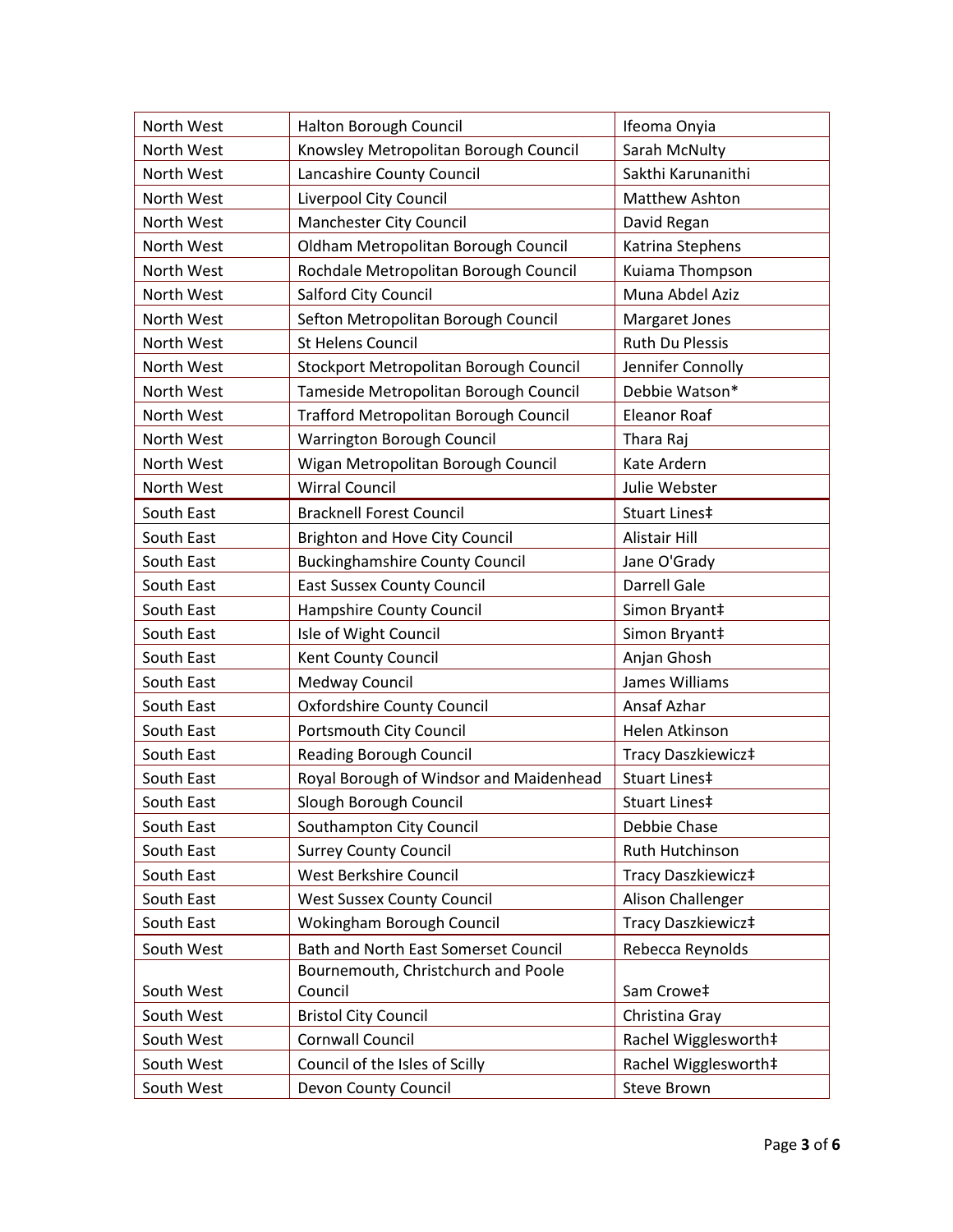| North West | Halton Borough Council | Ifeoma Onyia |
|---|---|---|
| North West | Knowsley Metropolitan Borough Council | Sarah McNulty |
| North West | Lancashire County Council | Sakthi Karunanithi |
| North West | Liverpool City Council | Matthew Ashton |
| North West | Manchester City Council | David Regan |
| North West | Oldham Metropolitan Borough Council | Katrina Stephens |
| North West | Rochdale Metropolitan Borough Council | Kuiama Thompson |
| North West | Salford City Council | Muna Abdel Aziz |
| North West | Sefton Metropolitan Borough Council | Margaret Jones |
| North West | St Helens Council | Ruth Du Plessis |
| North West | Stockport Metropolitan Borough Council | Jennifer Connolly |
| North West | Tameside Metropolitan Borough Council | Debbie Watson* |
| North West | Trafford Metropolitan Borough Council | Eleanor Roaf |
| North West | Warrington Borough Council | Thara Raj |
| North West | Wigan Metropolitan Borough Council | Kate Ardern |
| North West | Wirral Council | Julie Webster |
| South East | Bracknell Forest Council | Stuart Lines‡ |
| South East | Brighton and Hove City Council | Alistair Hill |
| South East | Buckinghamshire County Council | Jane O'Grady |
| South East | East Sussex County Council | Darrell Gale |
| South East | Hampshire County Council | Simon Bryant‡ |
| South East | Isle of Wight Council | Simon Bryant‡ |
| South East | Kent County Council | Anjan Ghosh |
| South East | Medway Council | James Williams |
| South East | Oxfordshire County Council | Ansaf Azhar |
| South East | Portsmouth City Council | Helen Atkinson |
| South East | Reading Borough Council | Tracy Daszkiewicz‡ |
| South East | Royal Borough of Windsor and Maidenhead | Stuart Lines‡ |
| South East | Slough Borough Council | Stuart Lines‡ |
| South East | Southampton City Council | Debbie Chase |
| South East | Surrey County Council | Ruth Hutchinson |
| South East | West Berkshire Council | Tracy Daszkiewicz‡ |
| South East | West Sussex County Council | Alison Challenger |
| South East | Wokingham Borough Council | Tracy Daszkiewicz‡ |
| South West | Bath and North East Somerset Council | Rebecca Reynolds |
| South West | Bournemouth, Christchurch and Poole Council | Sam Crowe‡ |
| South West | Bristol City Council | Christina Gray |
| South West | Cornwall Council | Rachel Wigglesworth‡ |
| South West | Council of the Isles of Scilly | Rachel Wigglesworth‡ |
| South West | Devon County Council | Steve Brown |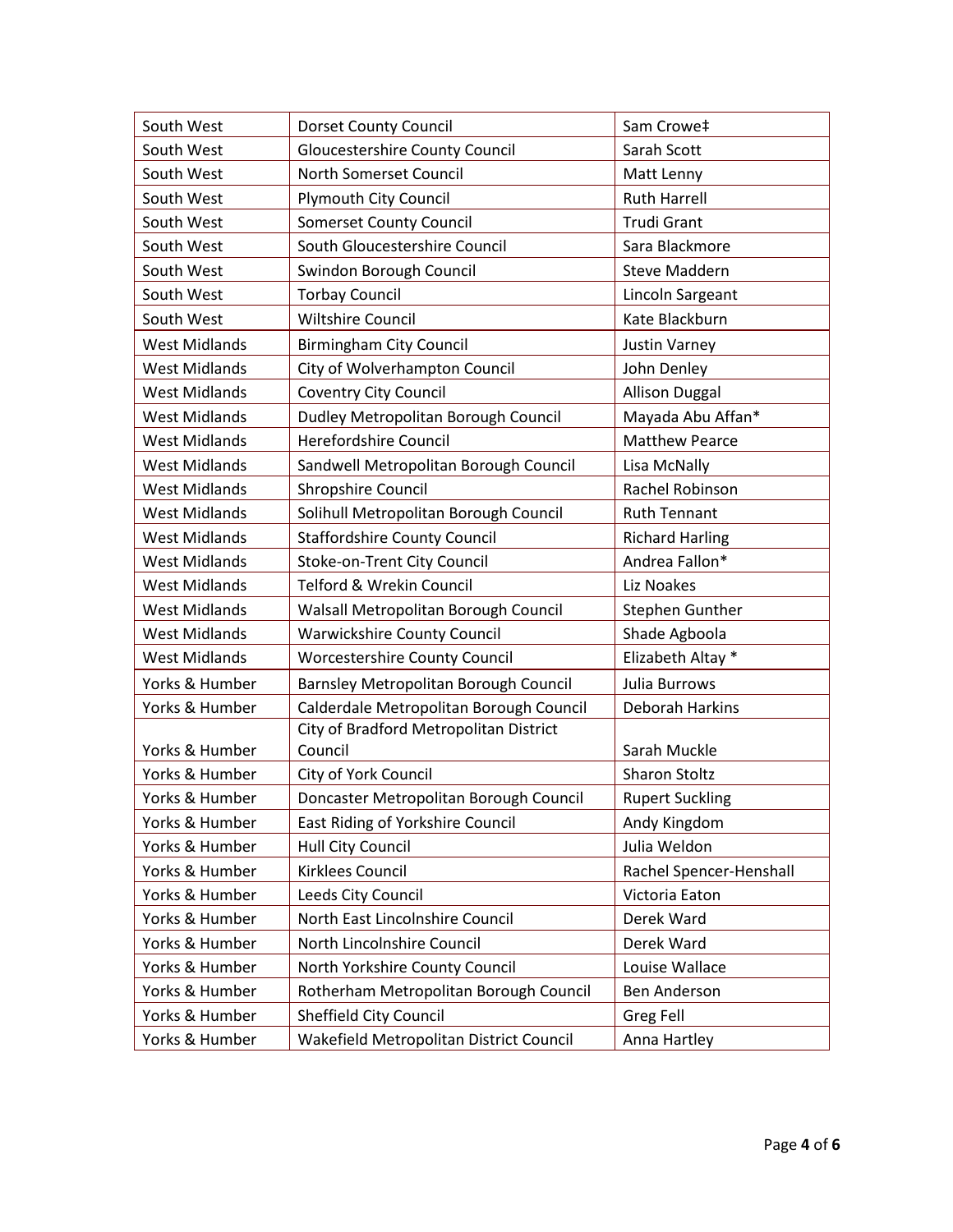| South West | Dorset County Council | Sam Crowe‡ |
|---|---|---|
| South West | Gloucestershire County Council | Sarah Scott |
| South West | North Somerset Council | Matt Lenny |
| South West | Plymouth City Council | Ruth Harrell |
| South West | Somerset County Council | Trudi Grant |
| South West | South Gloucestershire Council | Sara Blackmore |
| South West | Swindon Borough Council | Steve Maddern |
| South West | Torbay Council | Lincoln Sargeant |
| South West | Wiltshire Council | Kate Blackburn |
| West Midlands | Birmingham City Council | Justin Varney |
| West Midlands | City of Wolverhampton Council | John Denley |
| West Midlands | Coventry City Council | Allison Duggal |
| West Midlands | Dudley Metropolitan Borough Council | Mayada Abu Affan* |
| West Midlands | Herefordshire Council | Matthew Pearce |
| West Midlands | Sandwell Metropolitan Borough Council | Lisa McNally |
| West Midlands | Shropshire Council | Rachel Robinson |
| West Midlands | Solihull Metropolitan Borough Council | Ruth Tennant |
| West Midlands | Staffordshire County Council | Richard Harling |
| West Midlands | Stoke-on-Trent City Council | Andrea Fallon* |
| West Midlands | Telford & Wrekin Council | Liz Noakes |
| West Midlands | Walsall Metropolitan Borough Council | Stephen Gunther |
| West Midlands | Warwickshire County Council | Shade Agboola |
| West Midlands | Worcestershire County Council | Elizabeth Altay * |
| Yorks & Humber | Barnsley Metropolitan Borough Council | Julia Burrows |
| Yorks & Humber | Calderdale Metropolitan Borough Council | Deborah Harkins |
| Yorks & Humber | City of Bradford Metropolitan District Council | Sarah Muckle |
| Yorks & Humber | City of York Council | Sharon Stoltz |
| Yorks & Humber | Doncaster Metropolitan Borough Council | Rupert Suckling |
| Yorks & Humber | East Riding of Yorkshire Council | Andy Kingdom |
| Yorks & Humber | Hull City Council | Julia Weldon |
| Yorks & Humber | Kirklees Council | Rachel Spencer-Henshall |
| Yorks & Humber | Leeds City Council | Victoria Eaton |
| Yorks & Humber | North East Lincolnshire Council | Derek Ward |
| Yorks & Humber | North Lincolnshire Council | Derek Ward |
| Yorks & Humber | North Yorkshire County Council | Louise Wallace |
| Yorks & Humber | Rotherham Metropolitan Borough Council | Ben Anderson |
| Yorks & Humber | Sheffield City Council | Greg Fell |
| Yorks & Humber | Wakefield Metropolitan District Council | Anna Hartley |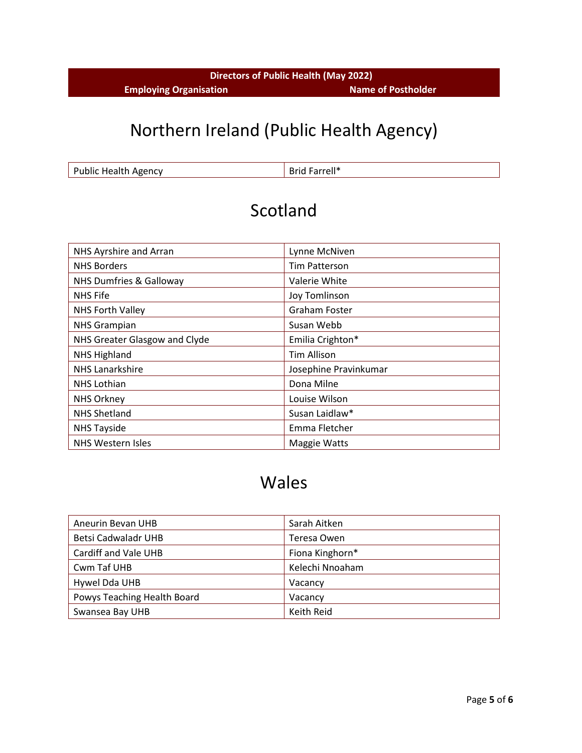| Directors of Public Health (May 2022) | |
|---|---|
| **Employing Organisation** | **Name of Postholder** |

# Northern Ireland (Public Health Agency)

| Public Health Agency | Brid Farrell* |
|---|---|

# Scotland

| Employing Organisation | Name of Postholder |
|---|---|
| NHS Ayrshire and Arran | Lynne McNiven |
| NHS Borders | Tim Patterson |
| NHS Dumfries & Galloway | Valerie White |
| NHS Fife | Joy Tomlinson |
| NHS Forth Valley | Graham Foster |
| NHS Grampian | Susan Webb |
| NHS Greater Glasgow and Clyde | Emilia Crighton* |
| NHS Highland | Tim Allison |
| NHS Lanarkshire | Josephine Pravinkumar |
| NHS Lothian | Dona Milne |
| NHS Orkney | Louise Wilson |
| NHS Shetland | Susan Laidlaw* |
| NHS Tayside | Emma Fletcher |
| NHS Western Isles | Maggie Watts |

# Wales

| Employing Organisation | Name of Postholder |
|---|---|
| Aneurin Bevan UHB | Sarah Aitken |
| Betsi Cadwaladr UHB | Teresa Owen |
| Cardiff and Vale UHB | Fiona Kinghorn* |
| Cwm Taf UHB | Kelechi Nnoaham |
| Hywel Dda UHB | Vacancy |
| Powys Teaching Health Board | Vacancy |
| Swansea Bay UHB | Keith Reid |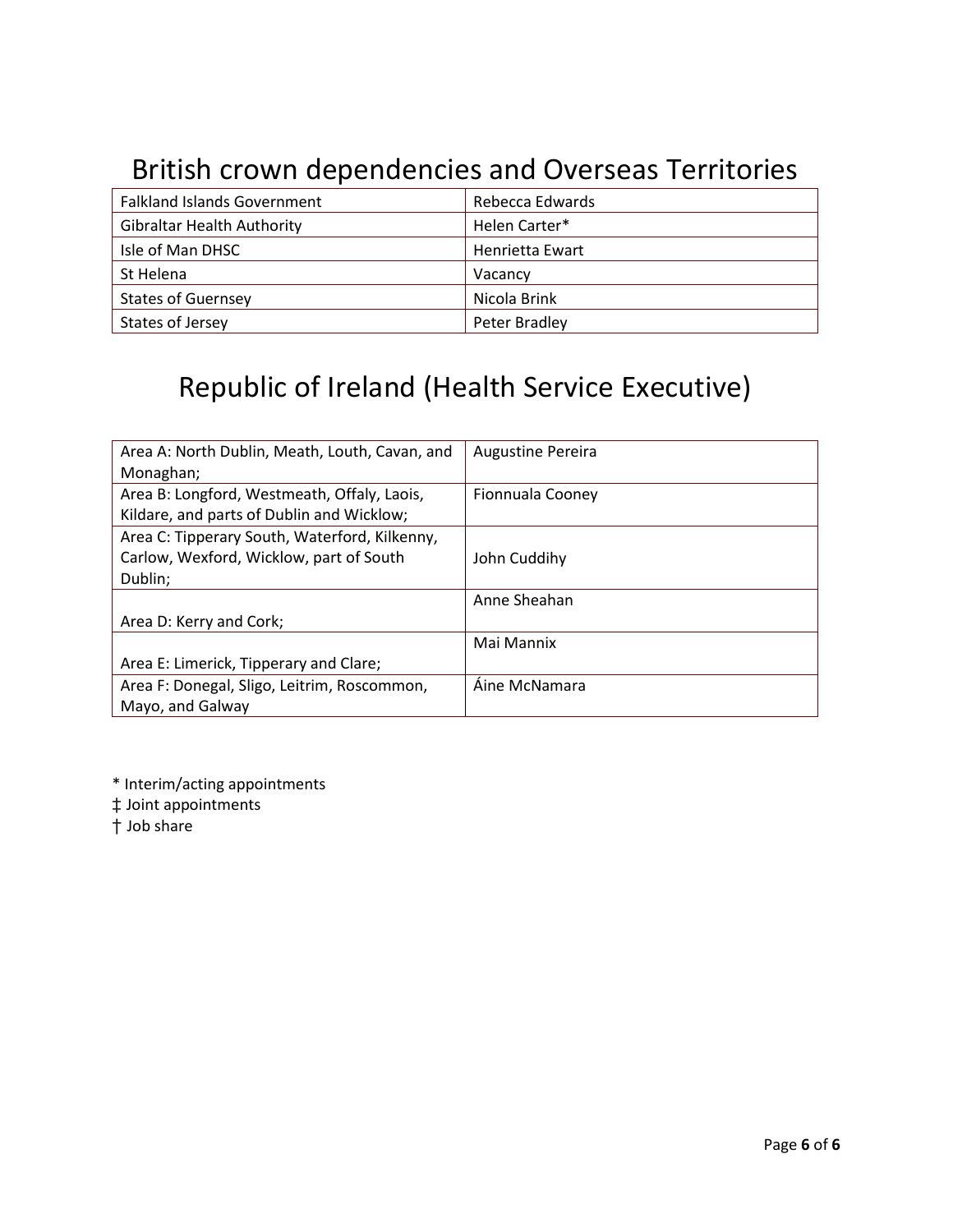# British crown dependencies and Overseas Territories

| | |
|---|---|
| Falkland Islands Government | Rebecca Edwards |
| Gibraltar Health Authority | Helen Carter* |
| Isle of Man DHSC | Henrietta Ewart |
| St Helena | Vacancy |
| States of Guernsey | Nicola Brink |
| States of Jersey | Peter Bradley |

# Republic of Ireland (Health Service Executive)

| | |
|---|---|
| Area A: North Dublin, Meath, Louth, Cavan, and Monaghan; | Augustine Pereira |
| Area B: Longford, Westmeath, Offaly, Laois, Kildare, and parts of Dublin and Wicklow; | Fionnuala Cooney |
| Area C: Tipperary South, Waterford, Kilkenny, Carlow, Wexford, Wicklow, part of South Dublin; | John Cuddihy |
| Area D: Kerry and Cork; | Anne Sheahan |
| Area E: Limerick, Tipperary and Clare; | Mai Mannix |
| Area F: Donegal, Sligo, Leitrim, Roscommon, Mayo, and Galway | Áine McNamara |

\* Interim/acting appointments
‡ Joint appointments
† Job share